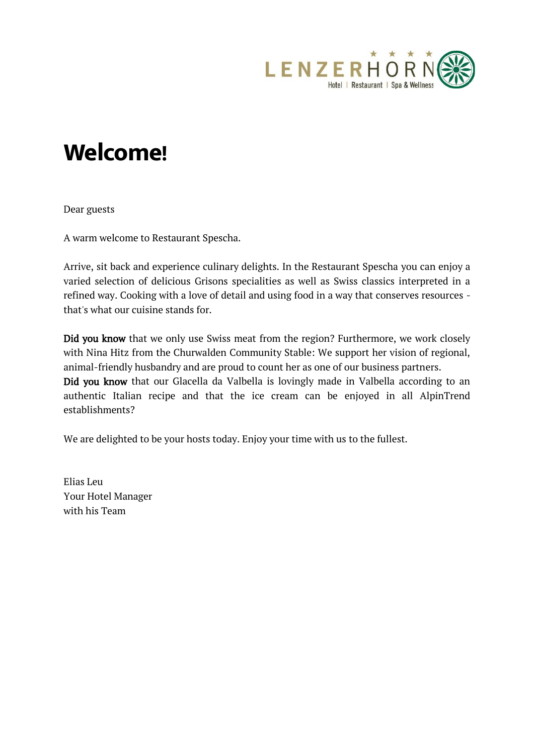LENZERHORN
Hotel | Restaurant | Spa & Wellness

# Welcome!

Dear guests

A warm welcome to Restaurant Spescha.

Arrive, sit back and experience culinary delights. In the Restaurant Spescha you can enjoy a varied selection of delicious Grisons specialities as well as Swiss classics interpreted in a refined way. Cooking with a love of detail and using food in a way that conserves resources - that's what our cuisine stands for.

**Did you know** that we only use Swiss meat from the region? Furthermore, we work closely with Nina Hitz from the Churwalden Community Stable: We support her vision of regional, animal-friendly husbandry and are proud to count her as one of our business partners.
**Did you know** that our Glacella da Valbella is lovingly made in Valbella according to an authentic Italian recipe and that the ice cream can be enjoyed in all AlpinTrend establishments?

We are delighted to be your hosts today. Enjoy your time with us to the fullest.

Elias Leu
Your Hotel Manager
with his Team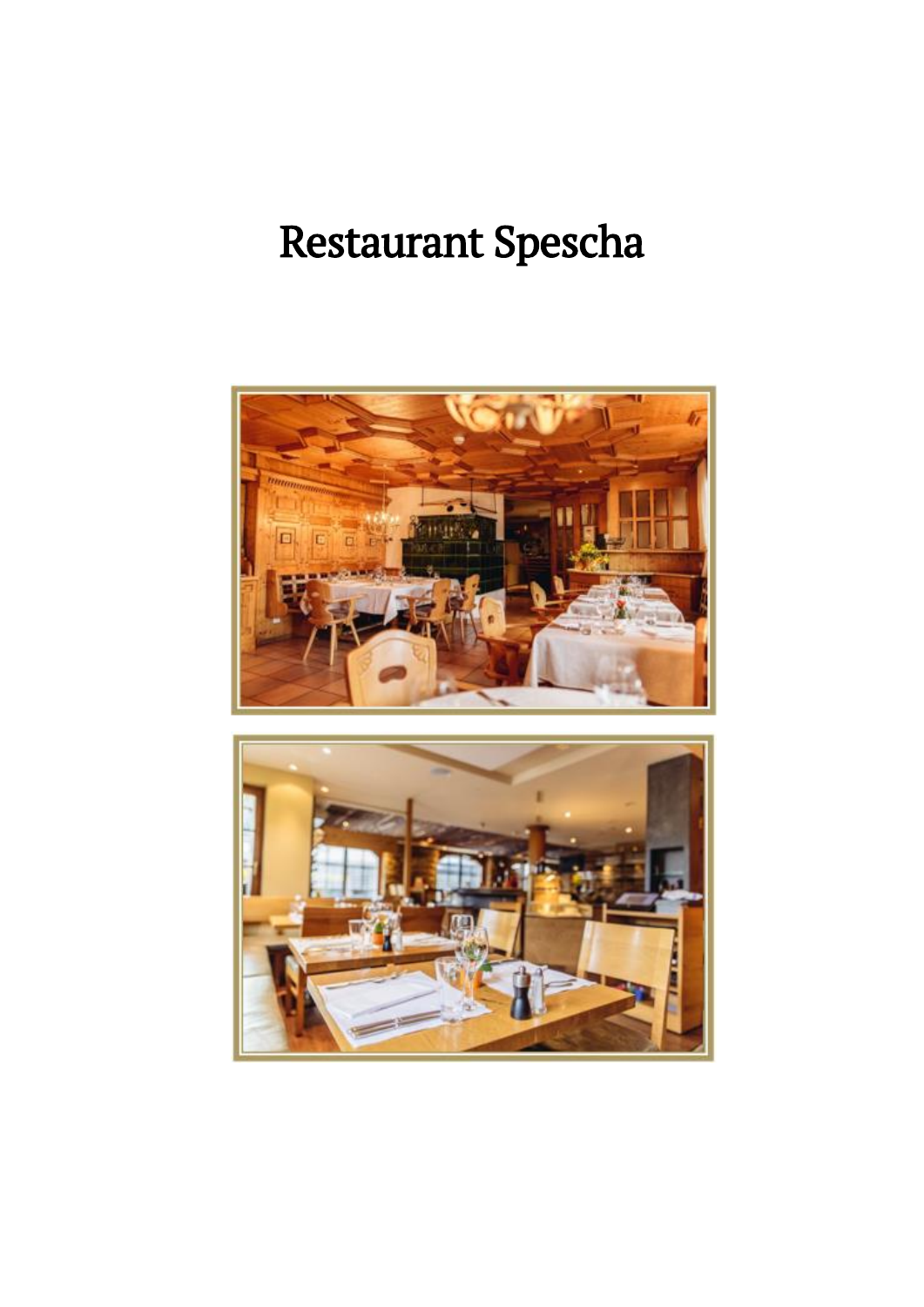# Restaurant Spescha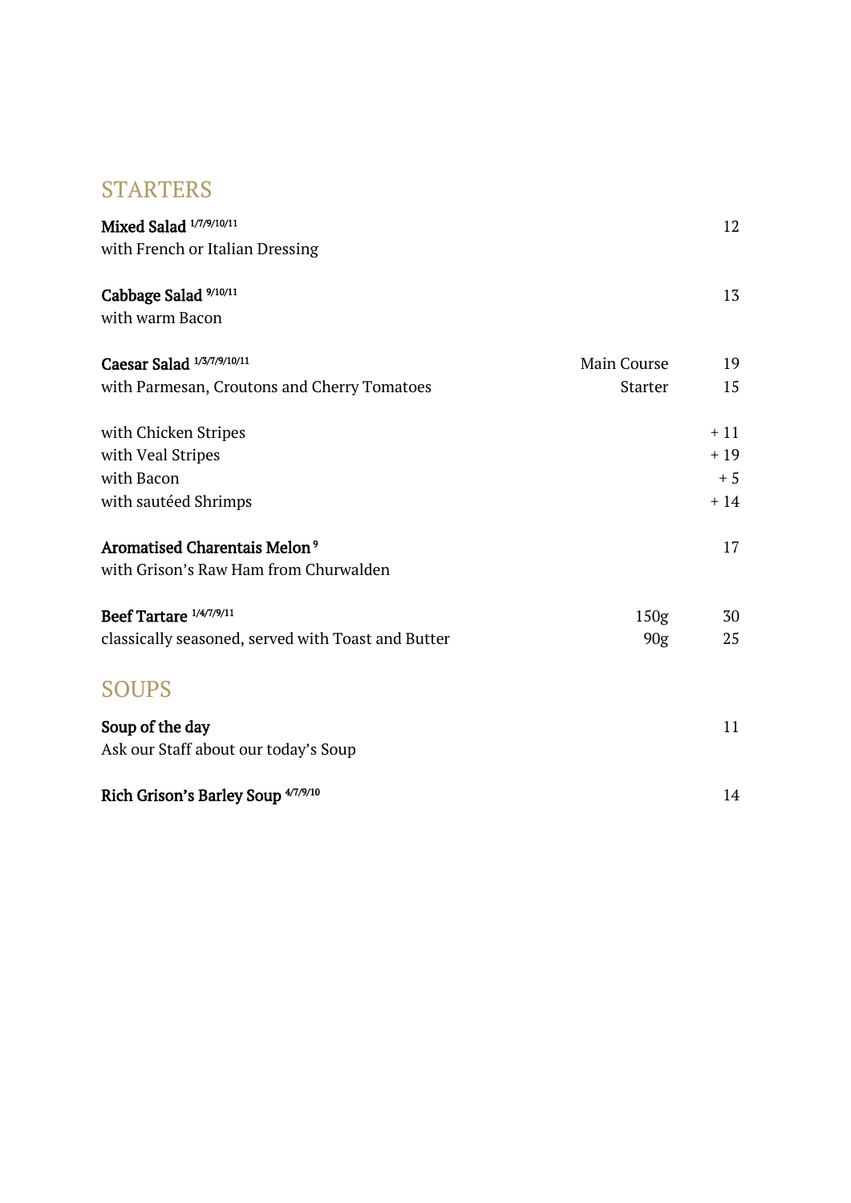## STARTERS

**Mixed Salad** [1/7/9/10/11] — 12
with French or Italian Dressing

**Cabbage Salad** [9/10/11] — 13
with warm Bacon

**Caesar Salad** [1/3/7/9/10/11]
with Parmesan, Croutons and Cherry Tomatoes

| | | |
|---|---|---|
| | Main Course | 19 |
| | Starter | 15 |
| with Chicken Stripes | | + 11 |
| with Veal Stripes | | + 19 |
| with Bacon | | + 5 |
| with sautéed Shrimps | | + 14 |

**Aromatised Charentais Melon** [9] — 17
with Grison's Raw Ham from Churwalden

**Beef Tartare** [1/4/7/9/11]
classically seasoned, served with Toast and Butter

| | |
|---|---|
| 150g | 30 |
| 90g | 25 |

## SOUPS

**Soup of the day** — 11
Ask our Staff about our today's Soup

**Rich Grison's Barley Soup** [4/7/9/10] — 14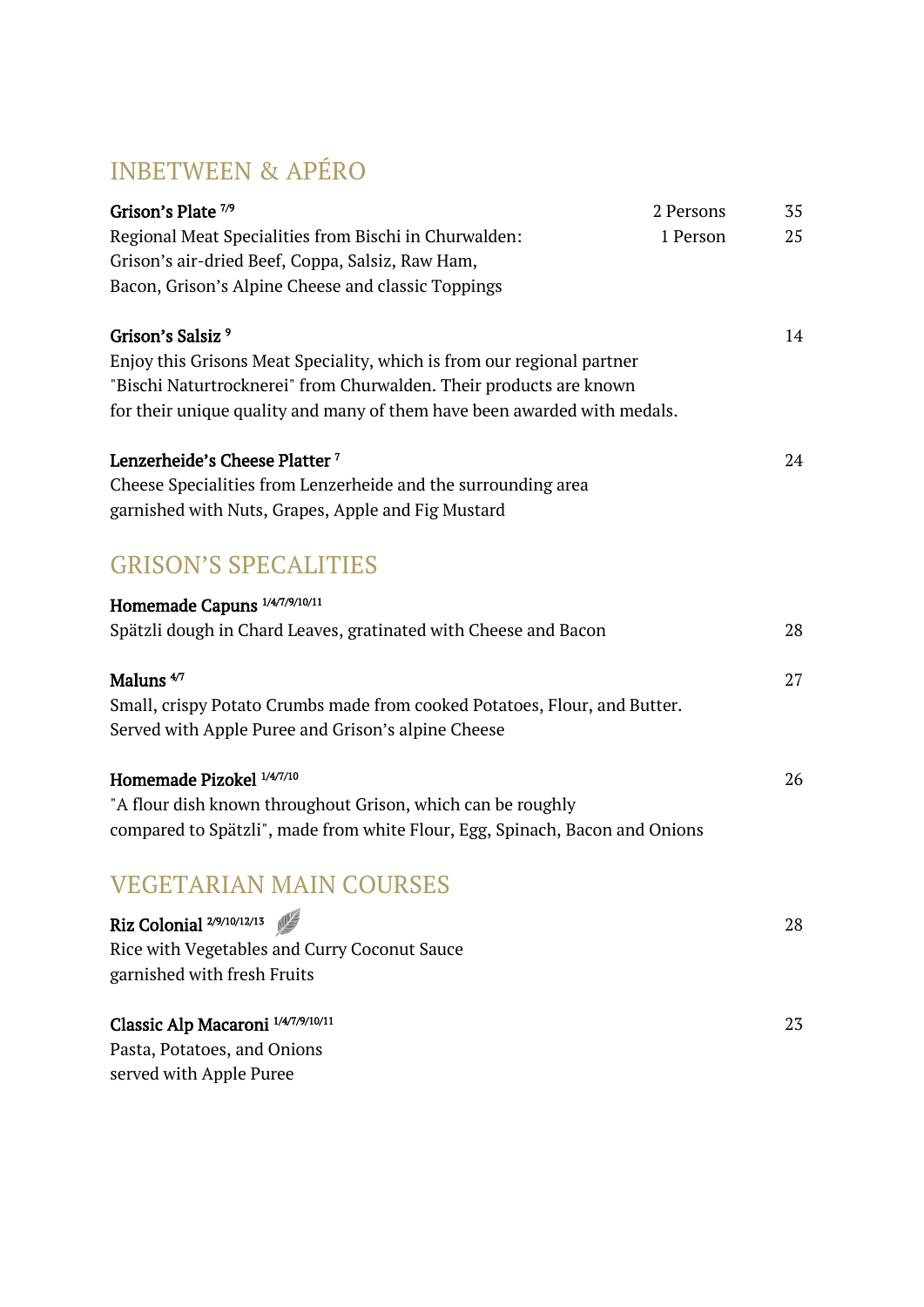## INBETWEEN & APÉRO

**Grison's Plate** [7/9] — 2 Persons 35 / 1 Person 25

Regional Meat Specialities from Bischi in Churwalden:
Grison's air-dried Beef, Coppa, Salsiz, Raw Ham,
Bacon, Grison's Alpine Cheese and classic Toppings

**Grison's Salsiz** [9] — 14

Enjoy this Grisons Meat Speciality, which is from our regional partner "Bischi Naturtrocknerei" from Churwalden. Their products are known for their unique quality and many of them have been awarded with medals.

**Lenzerheide's Cheese Platter** [7] — 24

Cheese Specialities from Lenzerheide and the surrounding area
garnished with Nuts, Grapes, Apple and Fig Mustard

## GRISON'S SPECALITIES

**Homemade Capuns** [1/4/7/9/10/11] — 28

Spätzli dough in Chard Leaves, gratinated with Cheese and Bacon

**Maluns** [4/7] — 27

Small, crispy Potato Crumbs made from cooked Potatoes, Flour, and Butter.
Served with Apple Puree and Grison's alpine Cheese

**Homemade Pizokel** [1/4/7/10] — 26

"A flour dish known throughout Grison, which can be roughly compared to Spätzli", made from white Flour, Egg, Spinach, Bacon and Onions

## VEGETARIAN MAIN COURSES

**Riz Colonial** [2/9/10/12/13] — 28

Rice with Vegetables and Curry Coconut Sauce
garnished with fresh Fruits

**Classic Alp Macaroni** [1/4/7/9/10/11] — 23

Pasta, Potatoes, and Onions
served with Apple Puree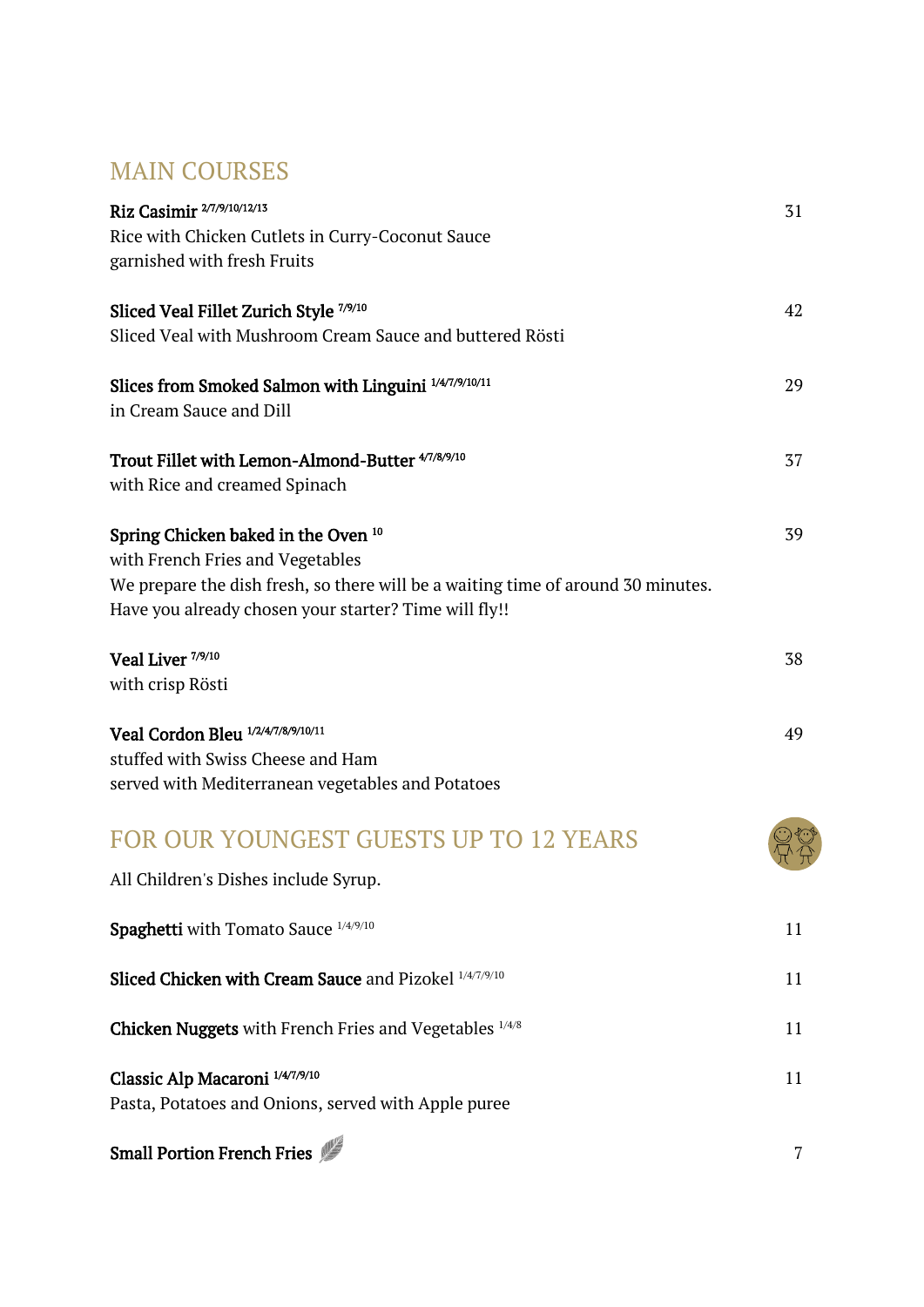## MAIN COURSES

**Riz Casimir** [2/7/9/10/12/13] — 31
Rice with Chicken Cutlets in Curry-Coconut Sauce
garnished with fresh Fruits

**Sliced Veal Fillet Zurich Style** [7/9/10] — 42
Sliced Veal with Mushroom Cream Sauce and buttered Rösti

**Slices from Smoked Salmon with Linguini** [1/4/7/9/10/11] — 29
in Cream Sauce and Dill

**Trout Fillet with Lemon-Almond-Butter** [4/7/8/9/10] — 37
with Rice and creamed Spinach

**Spring Chicken baked in the Oven** [10] — 39
with French Fries and Vegetables
We prepare the dish fresh, so there will be a waiting time of around 30 minutes.
Have you already chosen your starter? Time will fly!!

**Veal Liver** [7/9/10] — 38
with crisp Rösti

**Veal Cordon Bleu** [1/2/4/7/8/9/10/11] — 49
stuffed with Swiss Cheese and Ham
served with Mediterranean vegetables and Potatoes

## FOR OUR YOUNGEST GUESTS UP TO 12 YEARS

All Children's Dishes include Syrup.

**Spaghetti** with Tomato Sauce [1/4/9/10] — 11

**Sliced Chicken with Cream Sauce** and Pizokel [1/4/7/9/10] — 11

**Chicken Nuggets** with French Fries and Vegetables [1/4/8] — 11

**Classic Alp Macaroni** [1/4/7/9/10] — 11
Pasta, Potatoes and Onions, served with Apple puree

**Small Portion French Fries** — 7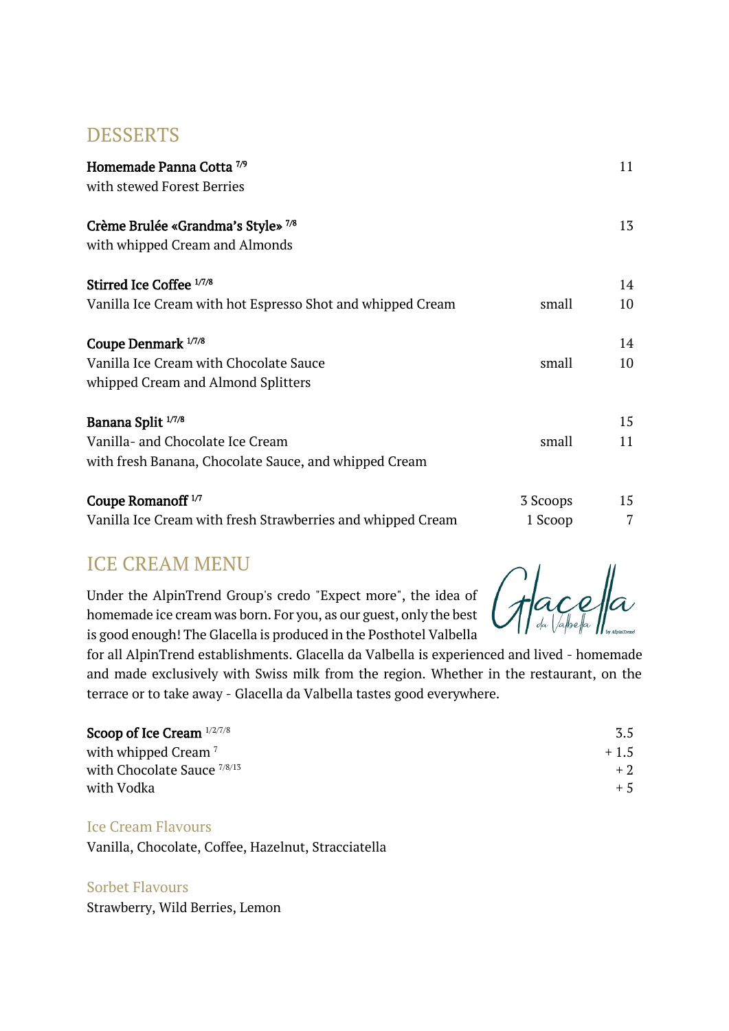## DESSERTS

**Homemade Panna Cotta** [7/9] — 11
with stewed Forest Berries

**Crème Brulée «Grandma's Style»** [7/8] — 13
with whipped Cream and Almonds

**Stirred Ice Coffee** [1/7/8] — 14
Vanilla Ice Cream with hot Espresso Shot and whipped Cream — small 10

**Coupe Denmark** [1/7/8] — 14
Vanilla Ice Cream with Chocolate Sauce — small 10
whipped Cream and Almond Splitters

**Banana Split** [1/7/8] — 15
Vanilla- and Chocolate Ice Cream — small 11
with fresh Banana, Chocolate Sauce, and whipped Cream

**Coupe Romanoff** [1/7] — 3 Scoops 15
Vanilla Ice Cream with fresh Strawberries and whipped Cream — 1 Scoop 7

## ICE CREAM MENU

Glacella da Valbella by AlpinTrend

Under the AlpinTrend Group's credo "Expect more", the idea of homemade ice cream was born. For you, as our guest, only the best is good enough! The Glacella is produced in the Posthotel Valbella for all AlpinTrend establishments. Glacella da Valbella is experienced and lived - homemade and made exclusively with Swiss milk from the region. Whether in the restaurant, on the terrace or to take away - Glacella da Valbella tastes good everywhere.

| | |
|---|---|
| **Scoop of Ice Cream** [1/2/7/8] | 3.5 |
| with whipped Cream [7] | + 1.5 |
| with Chocolate Sauce [7/8/13] | + 2 |
| with Vodka | + 5 |

### Ice Cream Flavours

Vanilla, Chocolate, Coffee, Hazelnut, Stracciatella

### Sorbet Flavours

Strawberry, Wild Berries, Lemon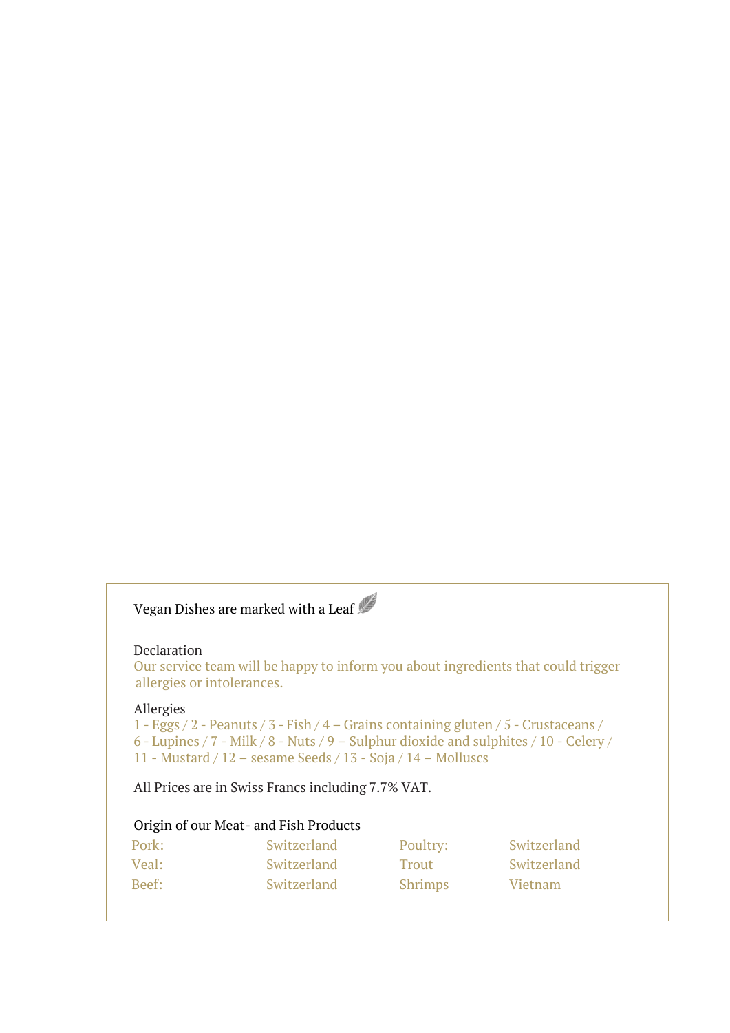Vegan Dishes are marked with a Leaf

Declaration

Our service team will be happy to inform you about ingredients that could trigger allergies or intolerances.

Allergies

1 - Eggs / 2 - Peanuts / 3 - Fish / 4 – Grains containing gluten / 5 - Crustaceans / 6 - Lupines / 7 - Milk / 8 - Nuts / 9 – Sulphur dioxide and sulphites / 10 - Celery / 11 - Mustard / 12 – sesame Seeds / 13 - Soja / 14 – Molluscs

All Prices are in Swiss Francs including 7.7% VAT.

Origin of our Meat- and Fish Products

| | | | |
|---|---|---|---|
| Pork: | Switzerland | Poultry: | Switzerland |
| Veal: | Switzerland | Trout | Switzerland |
| Beef: | Switzerland | Shrimps | Vietnam |